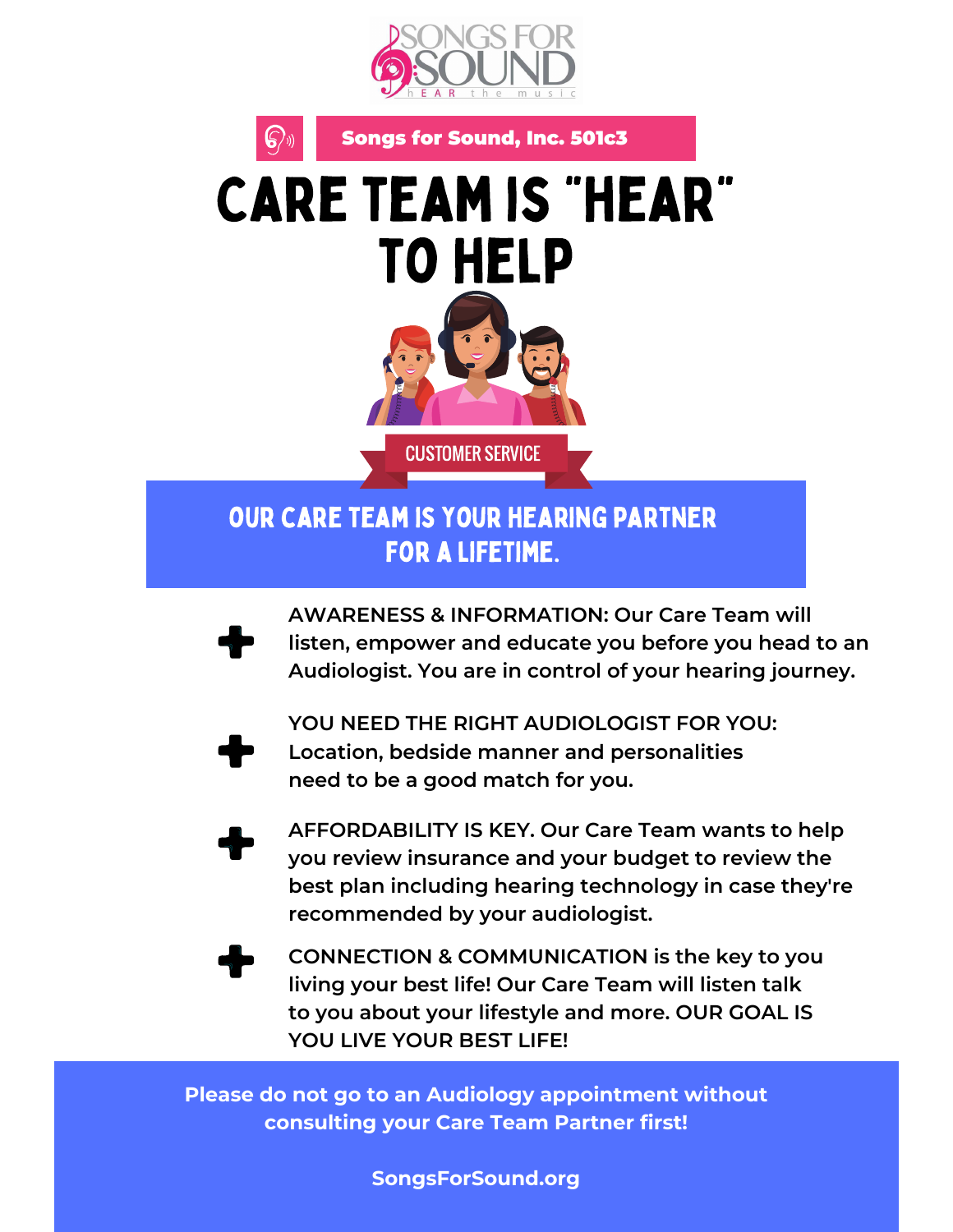SONGS FOR SOUND
hEAR the music

**Songs for Sound, Inc. 501c3**

# CARE TEAM IS "HEAR" TO HELP

CUSTOMER SERVICE

## OUR CARE TEAM IS YOUR HEARING PARTNER FOR A LIFETIME.

- AWARENESS & INFORMATION: Our Care Team will listen, empower and educate you before you head to an Audiologist. You are in control of your hearing journey.
- YOU NEED THE RIGHT AUDIOLOGIST FOR YOU: Location, bedside manner and personalities need to be a good match for you.
- AFFORDABILITY IS KEY. Our Care Team wants to help you review insurance and your budget to review the best plan including hearing technology in case they're recommended by your audiologist.
- CONNECTION & COMMUNICATION is the key to you living your best life! Our Care Team will listen talk to you about your lifestyle and more. OUR GOAL IS YOU LIVE YOUR BEST LIFE!

**Please do not go to an Audiology appointment without consulting your Care Team Partner first!**

**SongsForSound.org**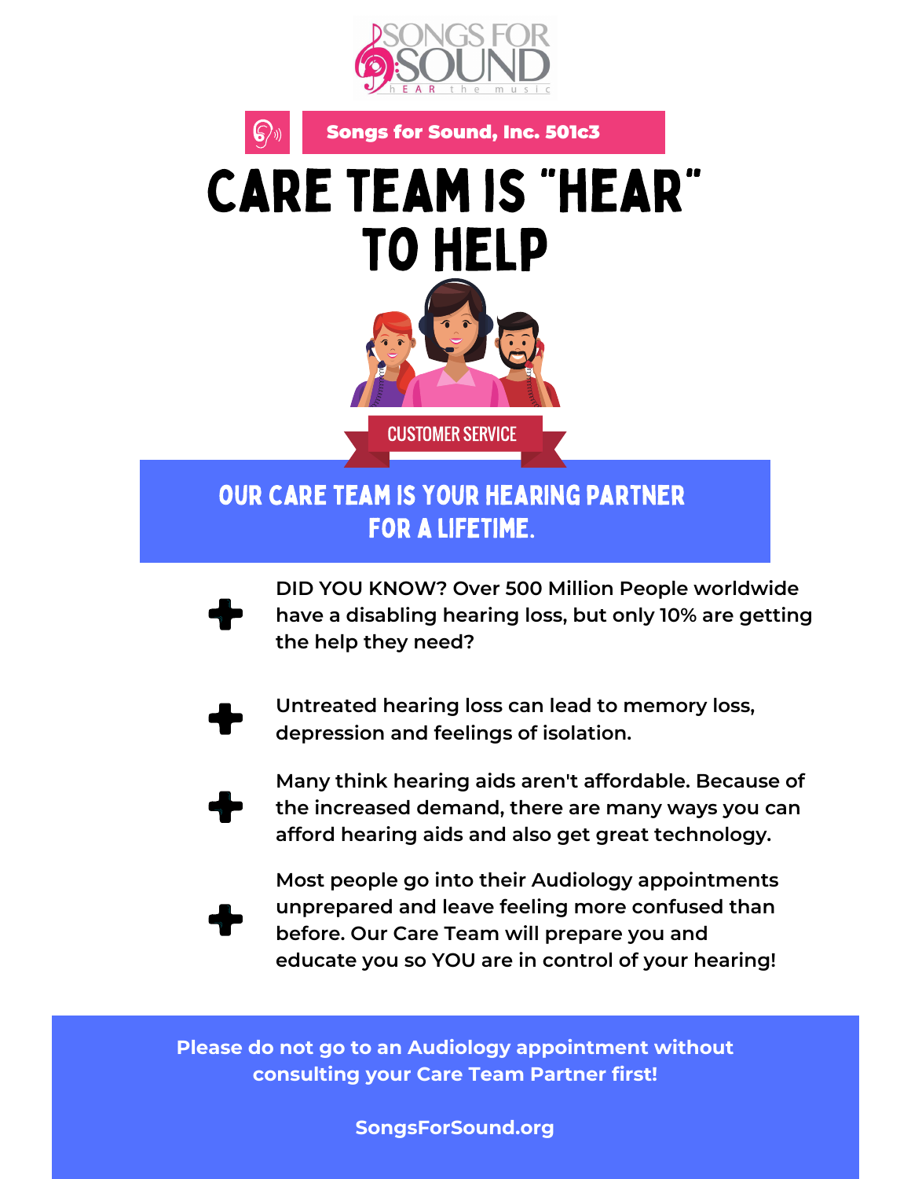SONGS FOR SOUND

hEAR the music

**Songs for Sound, Inc. 501c3**

# CARE TEAM IS "HEAR" TO HELP

CUSTOMER SERVICE

## OUR CARE TEAM IS YOUR HEARING PARTNER FOR A LIFETIME.

- DID YOU KNOW? Over 500 Million People worldwide have a disabling hearing loss, but only 10% are getting the help they need?
- Untreated hearing loss can lead to memory loss, depression and feelings of isolation.
- Many think hearing aids aren't affordable. Because of the increased demand, there are many ways you can afford hearing aids and also get great technology.
- Most people go into their Audiology appointments unprepared and leave feeling more confused than before. Our Care Team will prepare you and educate you so YOU are in control of your hearing!

**Please do not go to an Audiology appointment without consulting your Care Team Partner first!**

**SongsForSound.org**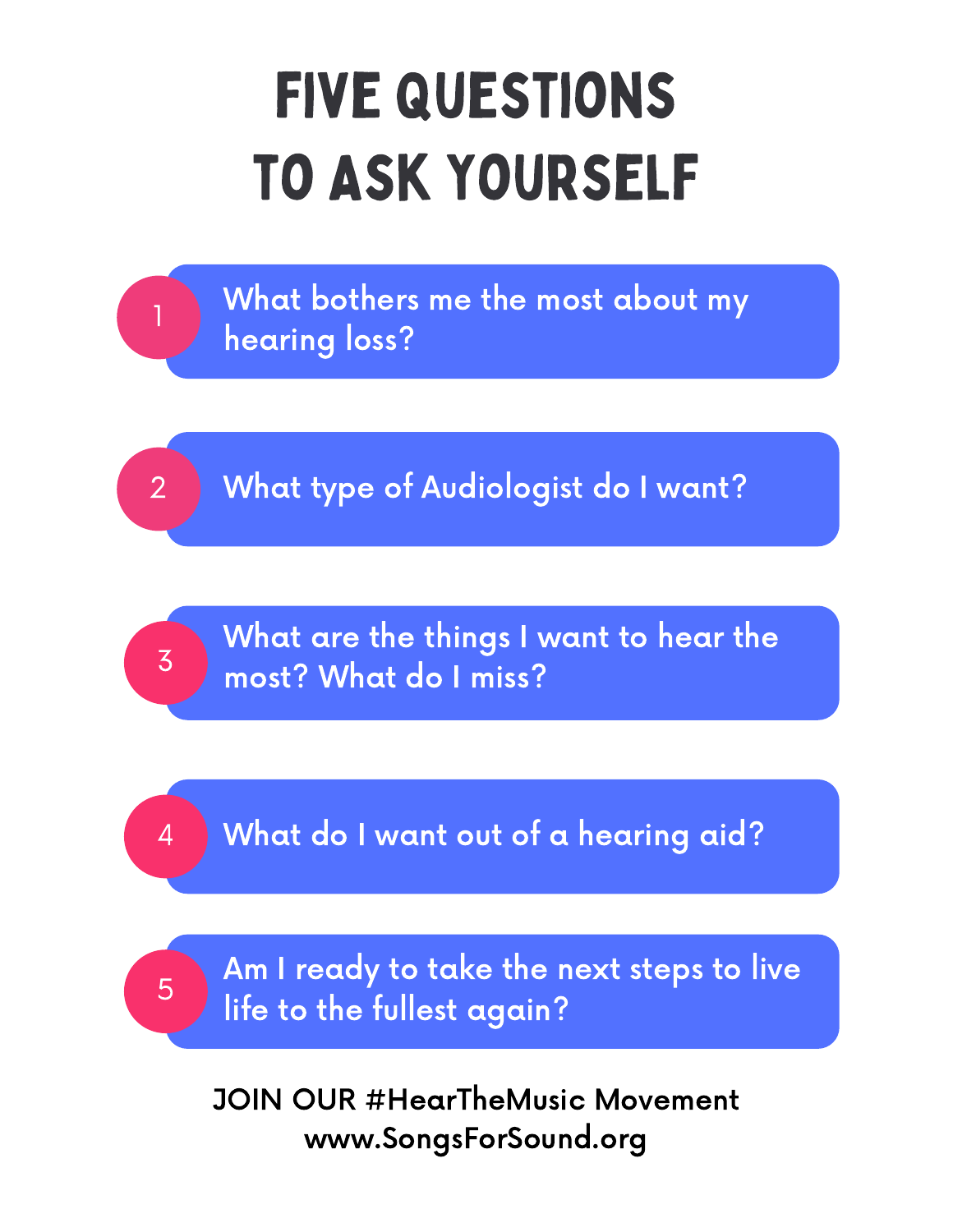# FIVE QUESTIONS TO ASK YOURSELF

1. What bothers me the most about my hearing loss?
2. What type of Audiologist do I want?
3. What are the things I want to hear the most? What do I miss?
4. What do I want out of a hearing aid?
5. Am I ready to take the next steps to live life to the fullest again?

JOIN OUR #HearTheMusic Movement
www.SongsForSound.org